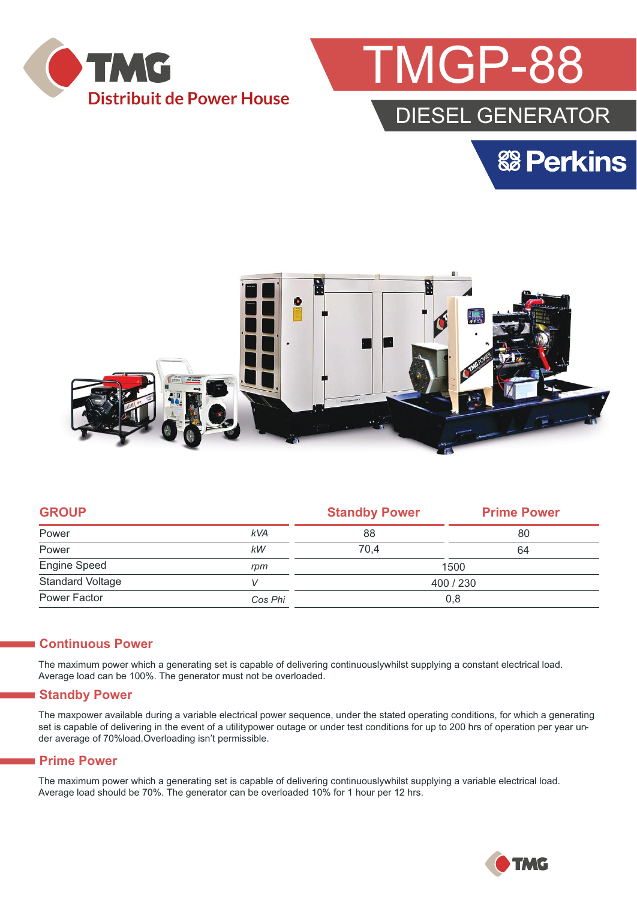TMG
Distribuit de Power House

# TMGP-88

## DIESEL GENERATOR

Perkins

| GROUP | | Standby Power | Prime Power |
|---|---|---|---|
| Power | kVA | 88 | 80 |
| Power | kW | 70,4 | 64 |
| Engine Speed | rpm | 1500 | |
| Standard Voltage | V | 400 / 230 | |
| Power Factor | Cos Phi | 0,8 | |

## Continuous Power

The maximum power which a generating set is capable of delivering continuouslywhilst supplying a constant electrical load. Average load can be 100%. The generator must not be overloaded.

## Standby Power

The maxpower available during a variable electrical power sequence, under the stated operating conditions, for which a generating set is capable of delivering in the event of a utilitypower outage or under test conditions for up to 200 hrs of operation per year under average of 70%load.Overloading isn't permissible.

## Prime Power

The maximum power which a generating set is capable of delivering continuouslywhilst supplying a variable electrical load. Average load should be 70%. The generator can be overloaded 10% for 1 hour per 12 hrs.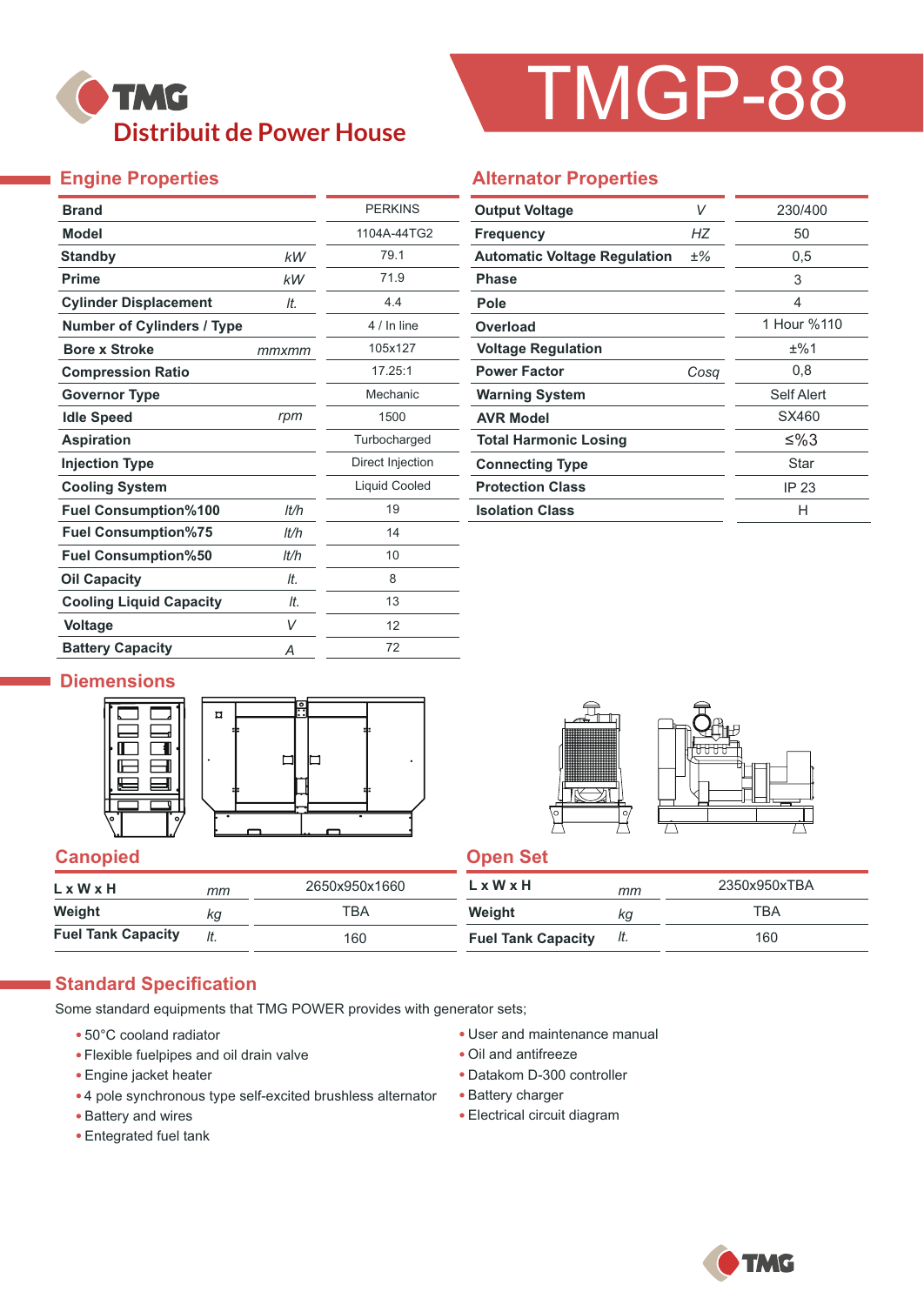**TMG**

**Distribuit de Power House**

# TMGP-88

## Engine Properties

| | | |
|---|---|---|
| **Brand** | | PERKINS |
| **Model** | | 1104A-44TG2 |
| **Standby** | *kW* | 79.1 |
| **Prime** | *kW* | 71.9 |
| **Cylinder Displacement** | *lt.* | 4.4 |
| **Number of Cylinders / Type** | | 4 / In line |
| **Bore x Stroke** | *mmxmm* | 105x127 |
| **Compression Ratio** | | 17.25:1 |
| **Governor Type** | | Mechanic |
| **Idle Speed** | *rpm* | 1500 |
| **Aspiration** | | Turbocharged |
| **Injection Type** | | Direct Injection |
| **Cooling System** | | Liquid Cooled |
| **Fuel Consumption%100** | *lt/h* | 19 |
| **Fuel Consumption%75** | *lt/h* | 14 |
| **Fuel Consumption%50** | *lt/h* | 10 |
| **Oil Capacity** | *lt.* | 8 |
| **Cooling Liquid Capacity** | *lt.* | 13 |
| **Voltage** | *V* | 12 |
| **Battery Capacity** | *A* | 72 |

## Alternator Properties

| | | |
|---|---|---|
| **Output Voltage** | *V* | 230/400 |
| **Frequency** | *HZ* | 50 |
| **Automatic Voltage Regulation** | ±% | 0,5 |
| **Phase** | | 3 |
| **Pole** | | 4 |
| **Overload** | | 1 Hour %110 |
| **Voltage Regulation** | | ±%1 |
| **Power Factor** | *Cosq* | 0,8 |
| **Warning System** | | Self Alert |
| **AVR Model** | | SX460 |
| **Total Harmonic Losing** | | ≤%3 |
| **Connecting Type** | | Star |
| **Protection Class** | | IP 23 |
| **Isolation Class** | | H |

## Diemensions

### Canopied

| | | |
|---|---|---|
| **L x W x H** | *mm* | 2650x950x1660 |
| **Weight** | *kg* | TBA |
| **Fuel Tank Capacity** | *lt.* | 160 |

### Open Set

| | | |
|---|---|---|
| **L x W x H** | *mm* | 2350x950xTBA |
| **Weight** | *kg* | TBA |
| **Fuel Tank Capacity** | *lt.* | 160 |

## Standard Specification

Some standard equipments that TMG POWER provides with generator sets;

- 50°C cooland radiator
- Flexible fuelpipes and oil drain valve
- Engine jacket heater
- 4 pole synchronous type self-excited brushless alternator
- Battery and wires
- Entegrated fuel tank
- User and maintenance manual
- Oil and antifreeze
- Datakom D-300 controller
- Battery charger
- Electrical circuit diagram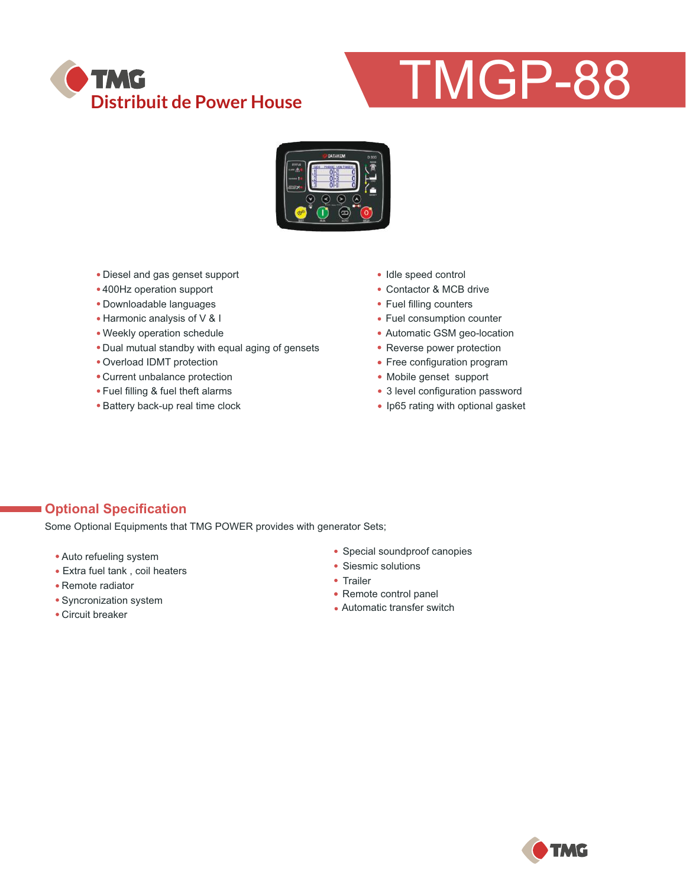TMG
Distribuit de Power House

# TMGP-88

- Diesel and gas genset support
- 400Hz operation support
- Downloadable languages
- Harmonic analysis of V & I
- Weekly operation schedule
- Dual mutual standby with equal aging of gensets
- Overload IDMT protection
- Current unbalance protection
- Fuel filling & fuel theft alarms
- Battery back-up real time clock
- Idle speed control
- Contactor & MCB drive
- Fuel filling counters
- Fuel consumption counter
- Automatic GSM geo-location
- Reverse power protection
- Free configuration program
- Mobile genset support
- 3 level configuration password
- Ip65 rating with optional gasket

## Optional Specification

Some Optional Equipments that TMG POWER provides with generator Sets;

- Auto refueling system
- Extra fuel tank , coil heaters
- Remote radiator
- Syncronization system
- Circuit breaker
- Special soundproof canopies
- Siesmic solutions
- Trailer
- Remote control panel
- Automatic transfer switch